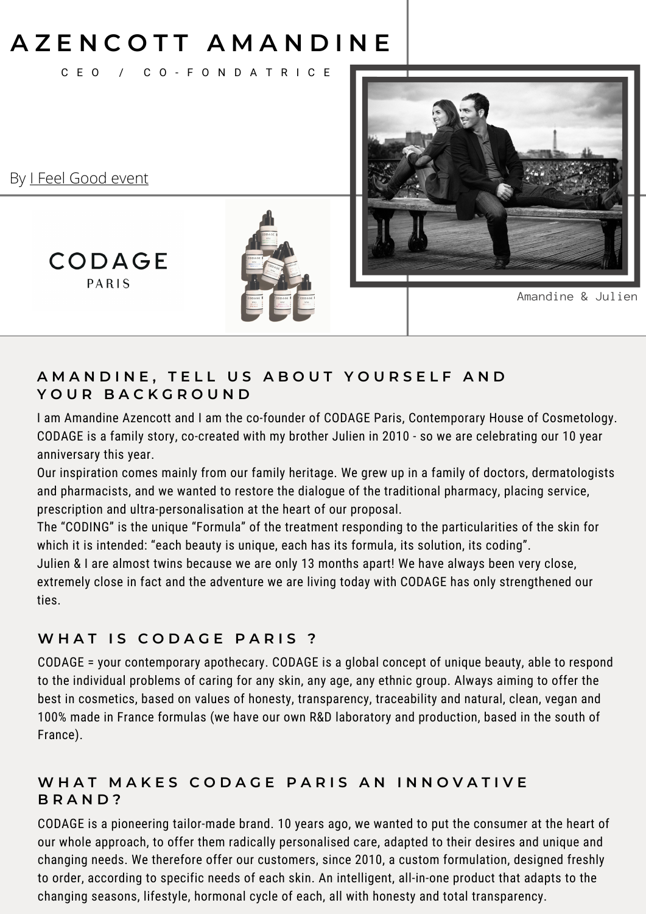# AZENCOTT AMANDINE

CEO / CO-FONDATRICE

By I Feel Good event

CODAGE PARIS

Amandine & Julien

## AMANDINE, TELL US ABOUT YOURSELF AND YOUR BACKGROUND

I am Amandine Azencott and I am the co-founder of CODAGE Paris, Contemporary House of Cosmetology. CODAGE is a family story, co-created with my brother Julien in 2010 - so we are celebrating our 10 year anniversary this year.

Our inspiration comes mainly from our family heritage. We grew up in a family of doctors, dermatologists and pharmacists, and we wanted to restore the dialogue of the traditional pharmacy, placing service, prescription and ultra-personalisation at the heart of our proposal.

The "CODING" is the unique "Formula" of the treatment responding to the particularities of the skin for which it is intended: "each beauty is unique, each has its formula, its solution, its coding".

Julien & I are almost twins because we are only 13 months apart! We have always been very close, extremely close in fact and the adventure we are living today with CODAGE has only strengthened our ties.

## WHAT IS CODAGE PARIS ?

CODAGE = your contemporary apothecary. CODAGE is a global concept of unique beauty, able to respond to the individual problems of caring for any skin, any age, any ethnic group. Always aiming to offer the best in cosmetics, based on values of honesty, transparency, traceability and natural, clean, vegan and 100% made in France formulas (we have our own R&D laboratory and production, based in the south of France).

## WHAT MAKES CODAGE PARIS AN INNOVATIVE BRAND?

CODAGE is a pioneering tailor-made brand. 10 years ago, we wanted to put the consumer at the heart of our whole approach, to offer them radically personalised care, adapted to their desires and unique and changing needs. We therefore offer our customers, since 2010, a custom formulation, designed freshly to order, according to specific needs of each skin. An intelligent, all-in-one product that adapts to the changing seasons, lifestyle, hormonal cycle of each, all with honesty and total transparency.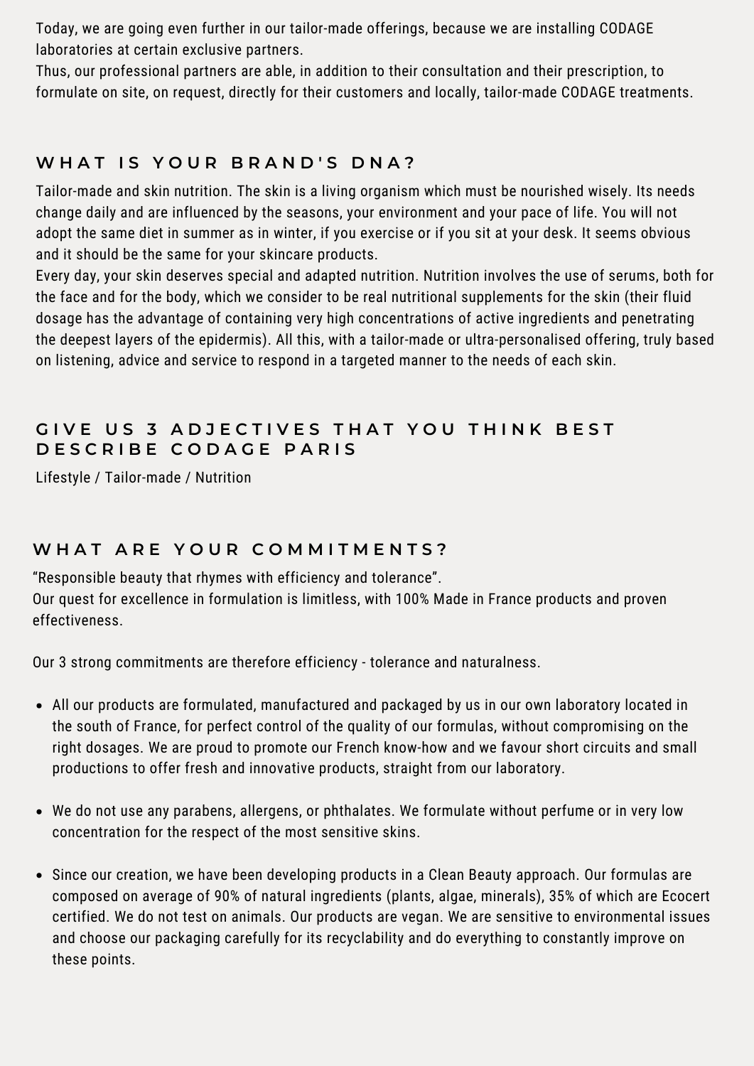Today, we are going even further in our tailor-made offerings, because we are installing CODAGE laboratories at certain exclusive partners.
Thus, our professional partners are able, in addition to their consultation and their prescription, to formulate on site, on request, directly for their customers and locally, tailor-made CODAGE treatments.

## WHAT IS YOUR BRAND'S DNA?

Tailor-made and skin nutrition. The skin is a living organism which must be nourished wisely. Its needs change daily and are influenced by the seasons, your environment and your pace of life. You will not adopt the same diet in summer as in winter, if you exercise or if you sit at your desk. It seems obvious and it should be the same for your skincare products.
Every day, your skin deserves special and adapted nutrition. Nutrition involves the use of serums, both for the face and for the body, which we consider to be real nutritional supplements for the skin (their fluid dosage has the advantage of containing very high concentrations of active ingredients and penetrating the deepest layers of the epidermis). All this, with a tailor-made or ultra-personalised offering, truly based on listening, advice and service to respond in a targeted manner to the needs of each skin.

## GIVE US 3 ADJECTIVES THAT YOU THINK BEST DESCRIBE CODAGE PARIS

Lifestyle / Tailor-made / Nutrition

## WHAT ARE YOUR COMMITMENTS?

"Responsible beauty that rhymes with efficiency and tolerance".
Our quest for excellence in formulation is limitless, with 100% Made in France products and proven effectiveness.

Our 3 strong commitments are therefore efficiency - tolerance and naturalness.

- All our products are formulated, manufactured and packaged by us in our own laboratory located in the south of France, for perfect control of the quality of our formulas, without compromising on the right dosages. We are proud to promote our French know-how and we favour short circuits and small productions to offer fresh and innovative products, straight from our laboratory.
- We do not use any parabens, allergens, or phthalates. We formulate without perfume or in very low concentration for the respect of the most sensitive skins.
- Since our creation, we have been developing products in a Clean Beauty approach. Our formulas are composed on average of 90% of natural ingredients (plants, algae, minerals), 35% of which are Ecocert certified. We do not test on animals. Our products are vegan. We are sensitive to environmental issues and choose our packaging carefully for its recyclability and do everything to constantly improve on these points.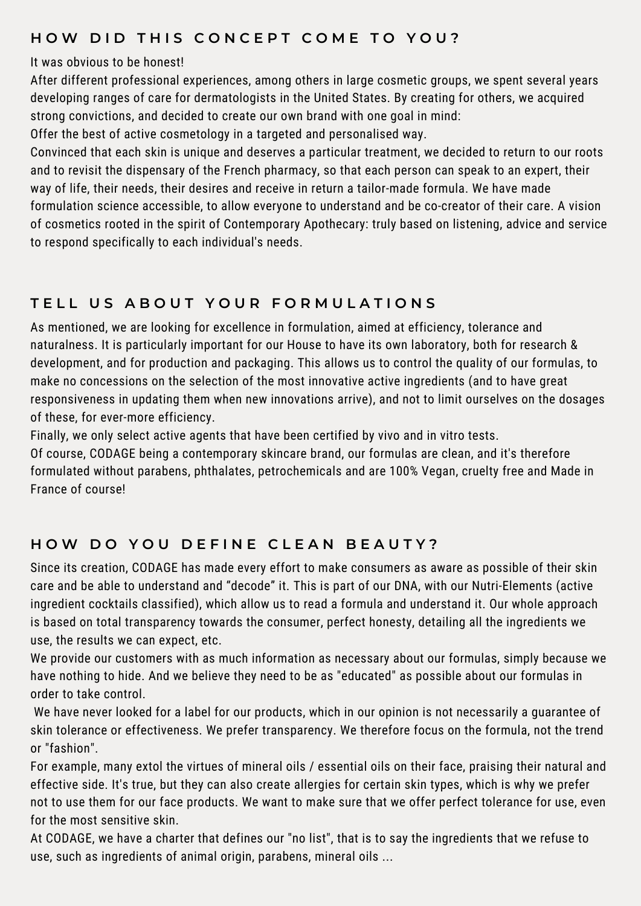## HOW DID THIS CONCEPT COME TO YOU?

It was obvious to be honest!

After different professional experiences, among others in large cosmetic groups, we spent several years developing ranges of care for dermatologists in the United States. By creating for others, we acquired strong convictions, and decided to create our own brand with one goal in mind:

Offer the best of active cosmetology in a targeted and personalised way.

Convinced that each skin is unique and deserves a particular treatment, we decided to return to our roots and to revisit the dispensary of the French pharmacy, so that each person can speak to an expert, their way of life, their needs, their desires and receive in return a tailor-made formula. We have made formulation science accessible, to allow everyone to understand and be co-creator of their care. A vision of cosmetics rooted in the spirit of Contemporary Apothecary: truly based on listening, advice and service to respond specifically to each individual's needs.

## TELL US ABOUT YOUR FORMULATIONS

As mentioned, we are looking for excellence in formulation, aimed at efficiency, tolerance and naturalness. It is particularly important for our House to have its own laboratory, both for research & development, and for production and packaging. This allows us to control the quality of our formulas, to make no concessions on the selection of the most innovative active ingredients (and to have great responsiveness in updating them when new innovations arrive), and not to limit ourselves on the dosages of these, for ever-more efficiency.

Finally, we only select active agents that have been certified by vivo and in vitro tests.

Of course, CODAGE being a contemporary skincare brand, our formulas are clean, and it's therefore formulated without parabens, phthalates, petrochemicals and are 100% Vegan, cruelty free and Made in France of course!

## HOW DO YOU DEFINE CLEAN BEAUTY?

Since its creation, CODAGE has made every effort to make consumers as aware as possible of their skin care and be able to understand and "decode" it. This is part of our DNA, with our Nutri-Elements (active ingredient cocktails classified), which allow us to read a formula and understand it. Our whole approach is based on total transparency towards the consumer, perfect honesty, detailing all the ingredients we use, the results we can expect, etc.

We provide our customers with as much information as necessary about our formulas, simply because we have nothing to hide. And we believe they need to be as "educated" as possible about our formulas in order to take control.

We have never looked for a label for our products, which in our opinion is not necessarily a guarantee of skin tolerance or effectiveness. We prefer transparency. We therefore focus on the formula, not the trend or "fashion".

For example, many extol the virtues of mineral oils / essential oils on their face, praising their natural and effective side. It's true, but they can also create allergies for certain skin types, which is why we prefer not to use them for our face products. We want to make sure that we offer perfect tolerance for use, even for the most sensitive skin.

At CODAGE, we have a charter that defines our "no list", that is to say the ingredients that we refuse to use, such as ingredients of animal origin, parabens, mineral oils ...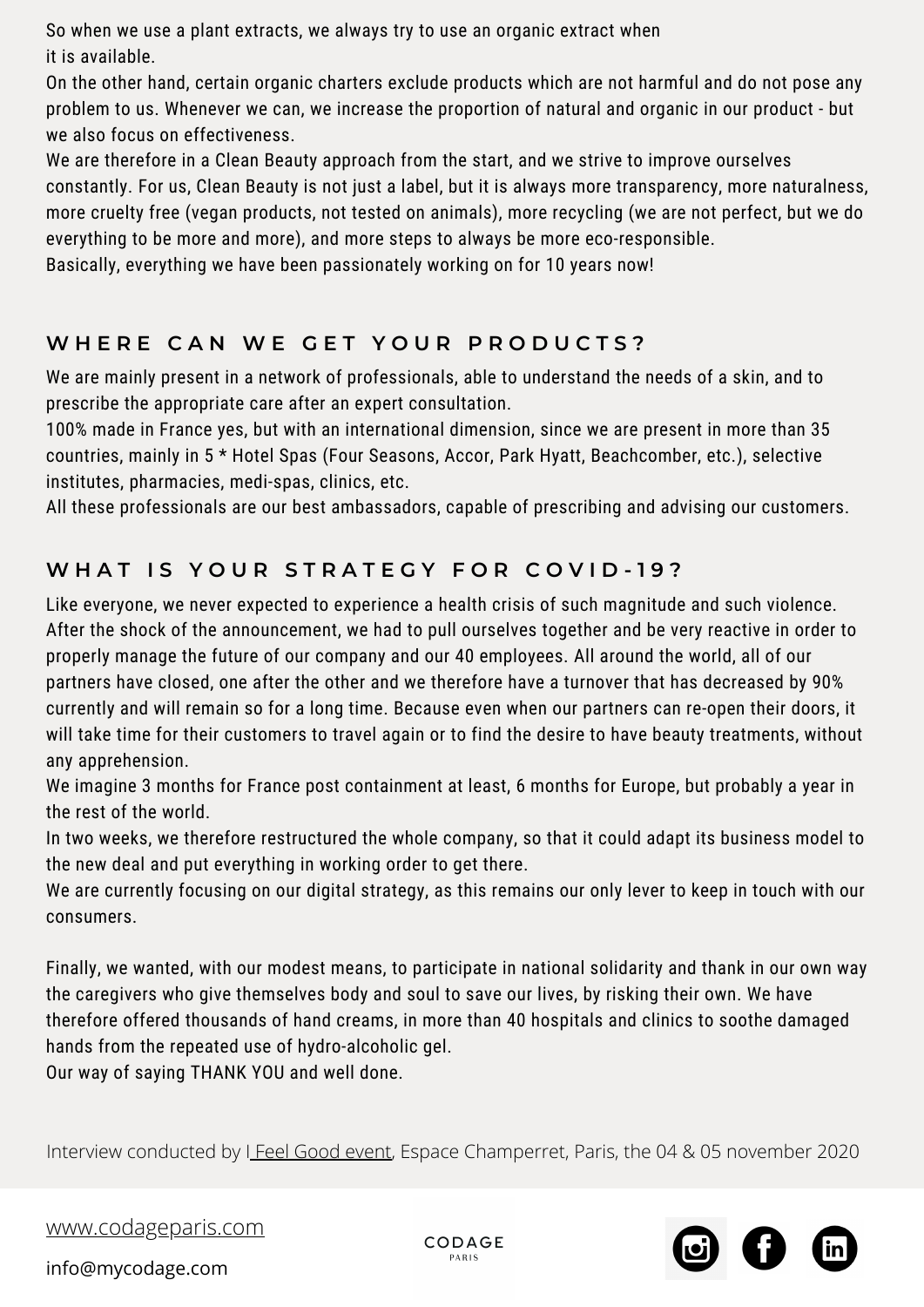So when we use a plant extracts, we always try to use an organic extract when it is available.

On the other hand, certain organic charters exclude products which are not harmful and do not pose any problem to us. Whenever we can, we increase the proportion of natural and organic in our product - but we also focus on effectiveness.

We are therefore in a Clean Beauty approach from the start, and we strive to improve ourselves constantly. For us, Clean Beauty is not just a label, but it is always more transparency, more naturalness, more cruelty free (vegan products, not tested on animals), more recycling (we are not perfect, but we do everything to be more and more), and more steps to always be more eco-responsible.

Basically, everything we have been passionately working on for 10 years now!

## WHERE CAN WE GET YOUR PRODUCTS?

We are mainly present in a network of professionals, able to understand the needs of a skin, and to prescribe the appropriate care after an expert consultation.

100% made in France yes, but with an international dimension, since we are present in more than 35 countries, mainly in 5 * Hotel Spas (Four Seasons, Accor, Park Hyatt, Beachcomber, etc.), selective institutes, pharmacies, medi-spas, clinics, etc.

All these professionals are our best ambassadors, capable of prescribing and advising our customers.

## WHAT IS YOUR STRATEGY FOR COVID-19?

Like everyone, we never expected to experience a health crisis of such magnitude and such violence. After the shock of the announcement, we had to pull ourselves together and be very reactive in order to properly manage the future of our company and our 40 employees. All around the world, all of our partners have closed, one after the other and we therefore have a turnover that has decreased by 90% currently and will remain so for a long time. Because even when our partners can re-open their doors, it will take time for their customers to travel again or to find the desire to have beauty treatments, without any apprehension.

We imagine 3 months for France post containment at least, 6 months for Europe, but probably a year in the rest of the world.

In two weeks, we therefore restructured the whole company, so that it could adapt its business model to the new deal and put everything in working order to get there.

We are currently focusing on our digital strategy, as this remains our only lever to keep in touch with our consumers.

Finally, we wanted, with our modest means, to participate in national solidarity and thank in our own way the caregivers who give themselves body and soul to save our lives, by risking their own. We have therefore offered thousands of hand creams, in more than 40 hospitals and clinics to soothe damaged hands from the repeated use of hydro-alcoholic gel.

Our way of saying THANK YOU and well done.

Interview conducted by I Feel Good event, Espace Champerret, Paris, the 04 & 05 november 2020

www.codageparis.com

info@mycodage.com

CODAGE PARIS